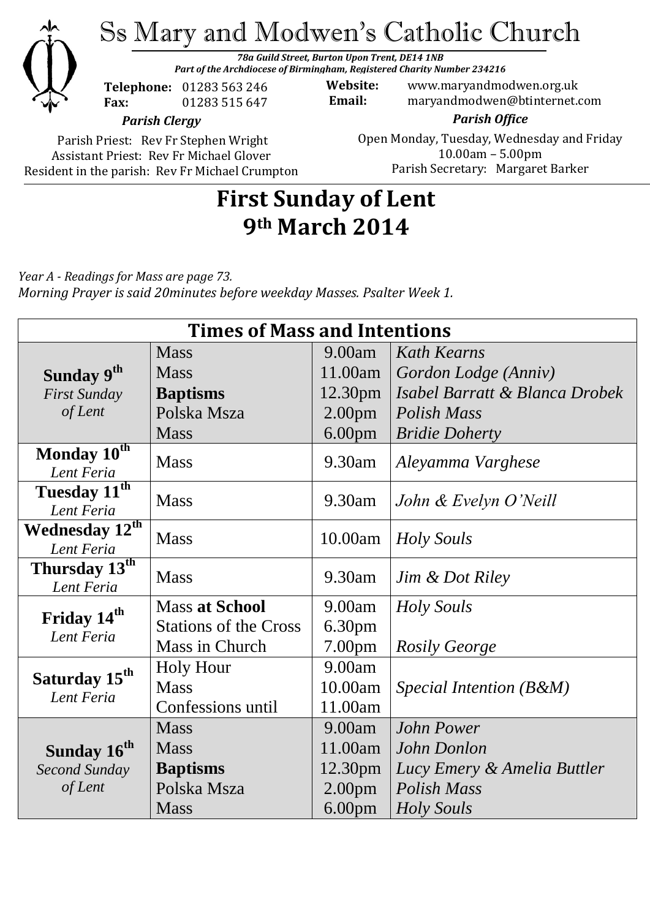# Ss Mary and Modwen's Catholic Church

***78a Guild Street, Burton Upon Trent, DE14 1NB***
***Part of the Archdiocese of Birmingham, Registered Charity Number 234216***

**Telephone:** 01283 563 246
**Fax:** 01283 515 647

**Website:** www.maryandmodwen.org.uk
**Email:** maryandmodwen@btinternet.com

***Parish Clergy***

Parish Priest: Rev Fr Stephen Wright
Assistant Priest: Rev Fr Michael Glover
Resident in the parish: Rev Fr Michael Crumpton

***Parish Office***

Open Monday, Tuesday, Wednesday and Friday
10.00am – 5.00pm
Parish Secretary: Margaret Barker

## First Sunday of Lent
## 9th March 2014

*Year A - Readings for Mass are page 73.*
*Morning Prayer is said 20minutes before weekday Masses. Psalter Week 1.*

| Times of Mass and Intentions | | | |
|---|---|---|---|
| **Sunday 9th** *First Sunday of Lent* | Mass | 9.00am | *Kath Kearns* |
| | Mass | 11.00am | *Gordon Lodge (Anniv)* |
| | **Baptisms** | 12.30pm | *Isabel Barratt & Blanca Drobek* |
| | Polska Msza | 2.00pm | *Polish Mass* |
| | Mass | 6.00pm | *Bridie Doherty* |
| **Monday 10th** *Lent Feria* | Mass | 9.30am | *Aleyamma Varghese* |
| **Tuesday 11th** *Lent Feria* | Mass | 9.30am | *John & Evelyn O'Neill* |
| **Wednesday 12th** *Lent Feria* | Mass | 10.00am | *Holy Souls* |
| **Thursday 13th** *Lent Feria* | Mass | 9.30am | *Jim & Dot Riley* |
| **Friday 14th** *Lent Feria* | Mass **at School** | 9.00am | *Holy Souls* |
| | Stations of the Cross | 6.30pm | |
| | Mass in Church | 7.00pm | *Rosily George* |
| **Saturday 15th** *Lent Feria* | Holy Hour | 9.00am | |
| | Mass | 10.00am | *Special Intention (B&M)* |
| | Confessions until | 11.00am | |
| **Sunday 16th** *Second Sunday of Lent* | Mass | 9.00am | *John Power* |
| | Mass | 11.00am | *John Donlon* |
| | **Baptisms** | 12.30pm | *Lucy Emery & Amelia Buttler* |
| | Polska Msza | 2.00pm | *Polish Mass* |
| | Mass | 6.00pm | *Holy Souls* |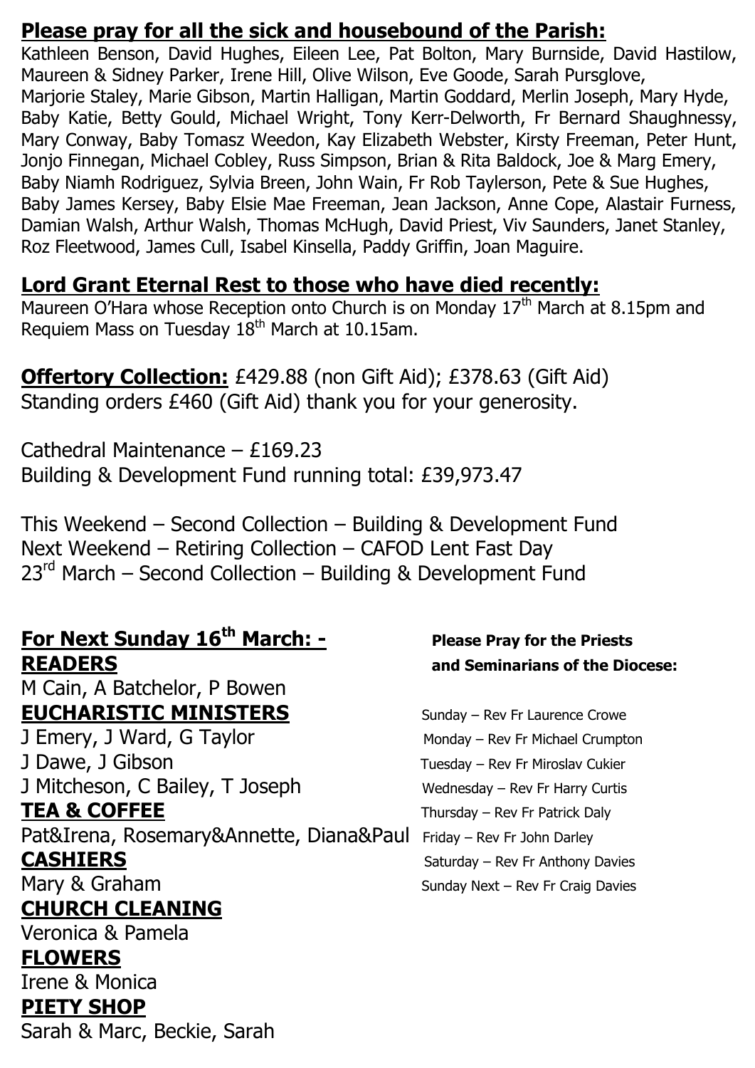## **Please pray for all the sick and housebound of the Parish:**

Kathleen Benson, David Hughes, Eileen Lee, Pat Bolton, Mary Burnside, David Hastilow, Maureen & Sidney Parker, Irene Hill, Olive Wilson, Eve Goode, Sarah Pursglove, Marjorie Staley, Marie Gibson, Martin Halligan, Martin Goddard, Merlin Joseph, Mary Hyde, Baby Katie, Betty Gould, Michael Wright, Tony Kerr-Delworth, Fr Bernard Shaughnessy, Mary Conway, Baby Tomasz Weedon, Kay Elizabeth Webster, Kirsty Freeman, Peter Hunt, Jonjo Finnegan, Michael Cobley, Russ Simpson, Brian & Rita Baldock, Joe & Marg Emery, Baby Niamh Rodriguez, Sylvia Breen, John Wain, Fr Rob Taylerson, Pete & Sue Hughes, Baby James Kersey, Baby Elsie Mae Freeman, Jean Jackson, Anne Cope, Alastair Furness, Damian Walsh, Arthur Walsh, Thomas McHugh, David Priest, Viv Saunders, Janet Stanley, Roz Fleetwood, James Cull, Isabel Kinsella, Paddy Griffin, Joan Maguire.

## **Lord Grant Eternal Rest to those who have died recently:**

Maureen O'Hara whose Reception onto Church is on Monday 17th March at 8.15pm and Requiem Mass on Tuesday 18th March at 10.15am.

**Offertory Collection:** £429.88 (non Gift Aid); £378.63 (Gift Aid)
Standing orders £460 (Gift Aid) thank you for your generosity.

Cathedral Maintenance – £169.23
Building & Development Fund running total: £39,973.47

This Weekend – Second Collection – Building & Development Fund
Next Weekend – Retiring Collection – CAFOD Lent Fast Day
23rd March – Second Collection – Building & Development Fund

## **For Next Sunday 16th March: -**

**READERS**
M Cain, A Batchelor, P Bowen

**EUCHARISTIC MINISTERS**
J Emery, J Ward, G Taylor
J Dawe, J Gibson
J Mitcheson, C Bailey, T Joseph

**TEA & COFFEE**
Pat&Irena, Rosemary&Annette, Diana&Paul

**CASHIERS**
Mary & Graham

**CHURCH CLEANING**
Veronica & Pamela

**FLOWERS**
Irene & Monica

**PIETY SHOP**
Sarah & Marc, Beckie, Sarah

**Please Pray for the Priests and Seminarians of the Diocese:**

Sunday – Rev Fr Laurence Crowe
Monday – Rev Fr Michael Crumpton
Tuesday – Rev Fr Miroslav Cukier
Wednesday – Rev Fr Harry Curtis
Thursday – Rev Fr Patrick Daly
Friday – Rev Fr John Darley
Saturday – Rev Fr Anthony Davies
Sunday Next – Rev Fr Craig Davies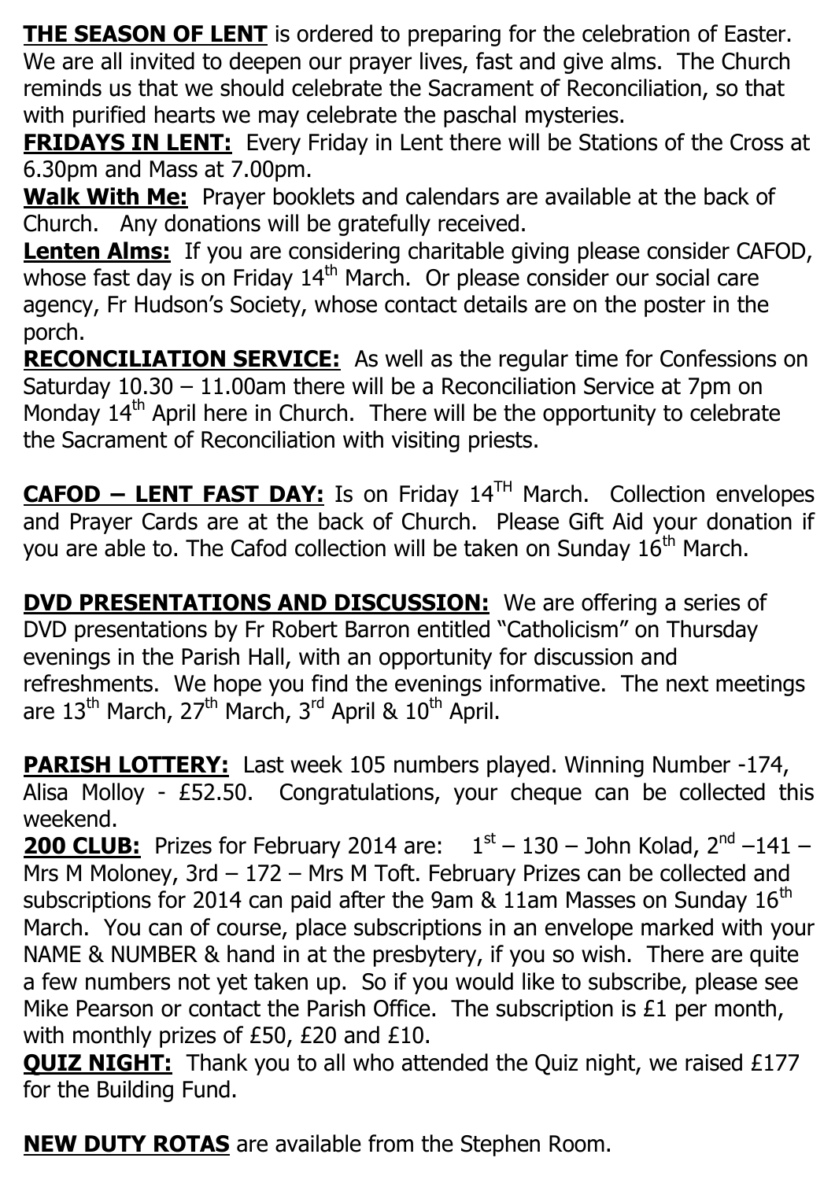**THE SEASON OF LENT** is ordered to preparing for the celebration of Easter. We are all invited to deepen our prayer lives, fast and give alms. The Church reminds us that we should celebrate the Sacrament of Reconciliation, so that with purified hearts we may celebrate the paschal mysteries.

**FRIDAYS IN LENT:** Every Friday in Lent there will be Stations of the Cross at 6.30pm and Mass at 7.00pm.

**Walk With Me:** Prayer booklets and calendars are available at the back of Church. Any donations will be gratefully received.

**Lenten Alms:** If you are considering charitable giving please consider CAFOD, whose fast day is on Friday 14th March. Or please consider our social care agency, Fr Hudson's Society, whose contact details are on the poster in the porch.

**RECONCILIATION SERVICE:** As well as the regular time for Confessions on Saturday 10.30 – 11.00am there will be a Reconciliation Service at 7pm on Monday 14th April here in Church. There will be the opportunity to celebrate the Sacrament of Reconciliation with visiting priests.

**CAFOD – LENT FAST DAY:** Is on Friday 14TH March. Collection envelopes and Prayer Cards are at the back of Church. Please Gift Aid your donation if you are able to. The Cafod collection will be taken on Sunday 16th March.

**DVD PRESENTATIONS AND DISCUSSION:** We are offering a series of DVD presentations by Fr Robert Barron entitled "Catholicism" on Thursday evenings in the Parish Hall, with an opportunity for discussion and refreshments. We hope you find the evenings informative. The next meetings are 13th March, 27th March, 3rd April & 10th April.

**PARISH LOTTERY:** Last week 105 numbers played. Winning Number -174, Alisa Molloy - £52.50. Congratulations, your cheque can be collected this weekend.

**200 CLUB:** Prizes for February 2014 are: 1st – 130 – John Kolad, 2nd –141 – Mrs M Moloney, 3rd – 172 – Mrs M Toft. February Prizes can be collected and subscriptions for 2014 can paid after the 9am & 11am Masses on Sunday 16th March. You can of course, place subscriptions in an envelope marked with your NAME & NUMBER & hand in at the presbytery, if you so wish. There are quite a few numbers not yet taken up. So if you would like to subscribe, please see Mike Pearson or contact the Parish Office. The subscription is £1 per month, with monthly prizes of £50, £20 and £10.

**QUIZ NIGHT:** Thank you to all who attended the Quiz night, we raised £177 for the Building Fund.

**NEW DUTY ROTAS** are available from the Stephen Room.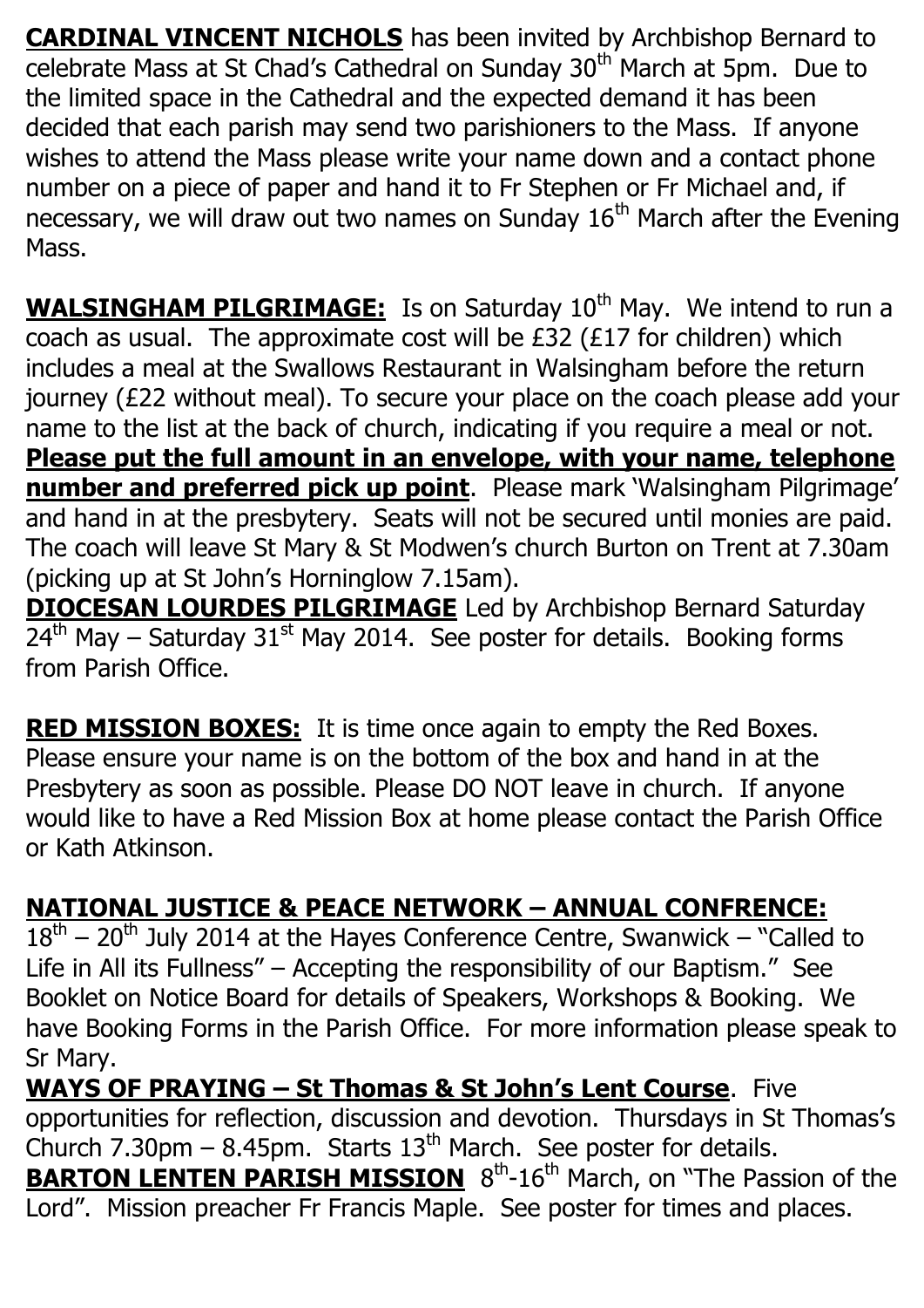**CARDINAL VINCENT NICHOLS** has been invited by Archbishop Bernard to celebrate Mass at St Chad's Cathedral on Sunday 30th March at 5pm. Due to the limited space in the Cathedral and the expected demand it has been decided that each parish may send two parishioners to the Mass. If anyone wishes to attend the Mass please write your name down and a contact phone number on a piece of paper and hand it to Fr Stephen or Fr Michael and, if necessary, we will draw out two names on Sunday 16th March after the Evening Mass.

**WALSINGHAM PILGRIMAGE:** Is on Saturday 10th May. We intend to run a coach as usual. The approximate cost will be £32 (£17 for children) which includes a meal at the Swallows Restaurant in Walsingham before the return journey (£22 without meal). To secure your place on the coach please add your name to the list at the back of church, indicating if you require a meal or not. **Please put the full amount in an envelope, with your name, telephone number and preferred pick up point**. Please mark 'Walsingham Pilgrimage' and hand in at the presbytery. Seats will not be secured until monies are paid. The coach will leave St Mary & St Modwen's church Burton on Trent at 7.30am (picking up at St John's Horninglow 7.15am).

**DIOCESAN LOURDES PILGRIMAGE** Led by Archbishop Bernard Saturday 24th May – Saturday 31st May 2014. See poster for details. Booking forms from Parish Office.

**RED MISSION BOXES:** It is time once again to empty the Red Boxes. Please ensure your name is on the bottom of the box and hand in at the Presbytery as soon as possible. Please DO NOT leave in church. If anyone would like to have a Red Mission Box at home please contact the Parish Office or Kath Atkinson.

**NATIONAL JUSTICE & PEACE NETWORK – ANNUAL CONFRENCE:**
18th – 20th July 2014 at the Hayes Conference Centre, Swanwick – "Called to Life in All its Fullness" – Accepting the responsibility of our Baptism." See Booklet on Notice Board for details of Speakers, Workshops & Booking. We have Booking Forms in the Parish Office. For more information please speak to Sr Mary.

**WAYS OF PRAYING – St Thomas & St John's Lent Course**. Five opportunities for reflection, discussion and devotion. Thursdays in St Thomas's Church 7.30pm – 8.45pm. Starts 13th March. See poster for details.

**BARTON LENTEN PARISH MISSION** 8th-16th March, on "The Passion of the Lord". Mission preacher Fr Francis Maple. See poster for times and places.